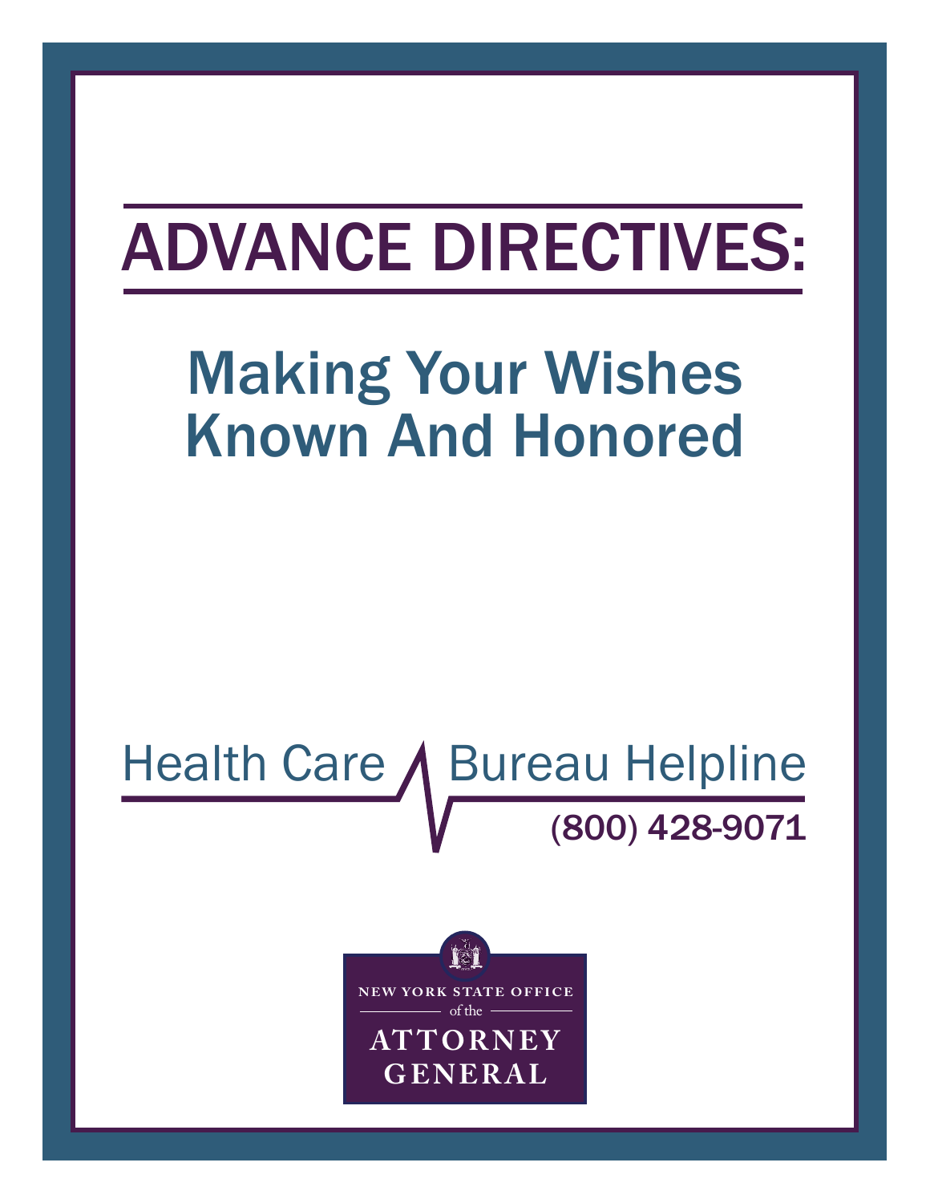# ADVANCE DIRECTIVES:

## Making Your Wishes Known And Honored

Health Care Bureau Helpline

(800) 428-9071

NEW YORK STATE OFFICE of the ATTORNEY GENERAL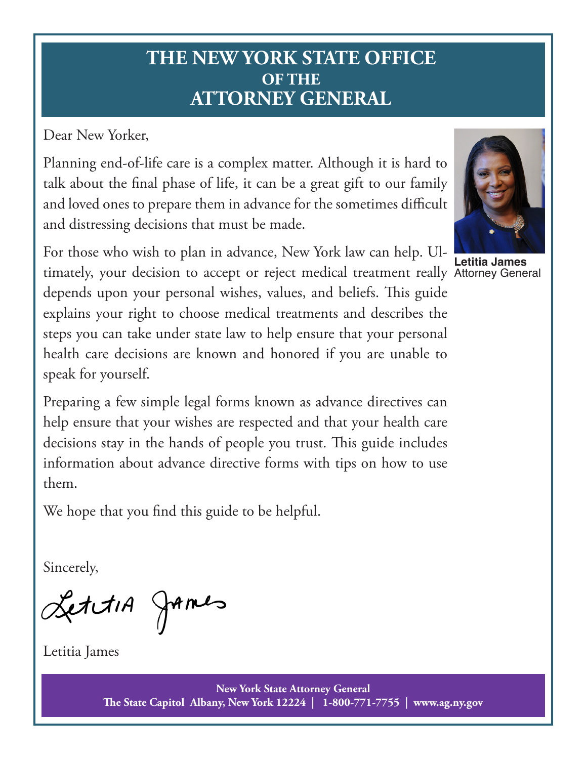# THE NEW YORK STATE OFFICE OF THE ATTORNEY GENERAL

Dear New Yorker,

Planning end-of-life care is a complex matter. Although it is hard to talk about the final phase of life, it can be a great gift to our family and loved ones to prepare them in advance for the sometimes difficult and distressing decisions that must be made.

**Letitia James**
Attorney General

For those who wish to plan in advance, New York law can help. Ultimately, your decision to accept or reject medical treatment really depends upon your personal wishes, values, and beliefs. This guide explains your right to choose medical treatments and describes the steps you can take under state law to help ensure that your personal health care decisions are known and honored if you are unable to speak for yourself.

Preparing a few simple legal forms known as advance directives can help ensure that your wishes are respected and that your health care decisions stay in the hands of people you trust. This guide includes information about advance directive forms with tips on how to use them.

We hope that you find this guide to be helpful.

Sincerely,

Letitia James

Letitia James

**New York State Attorney General**
**The State Capitol Albany, New York 12224 | 1-800-771-7755 | www.ag.ny.gov**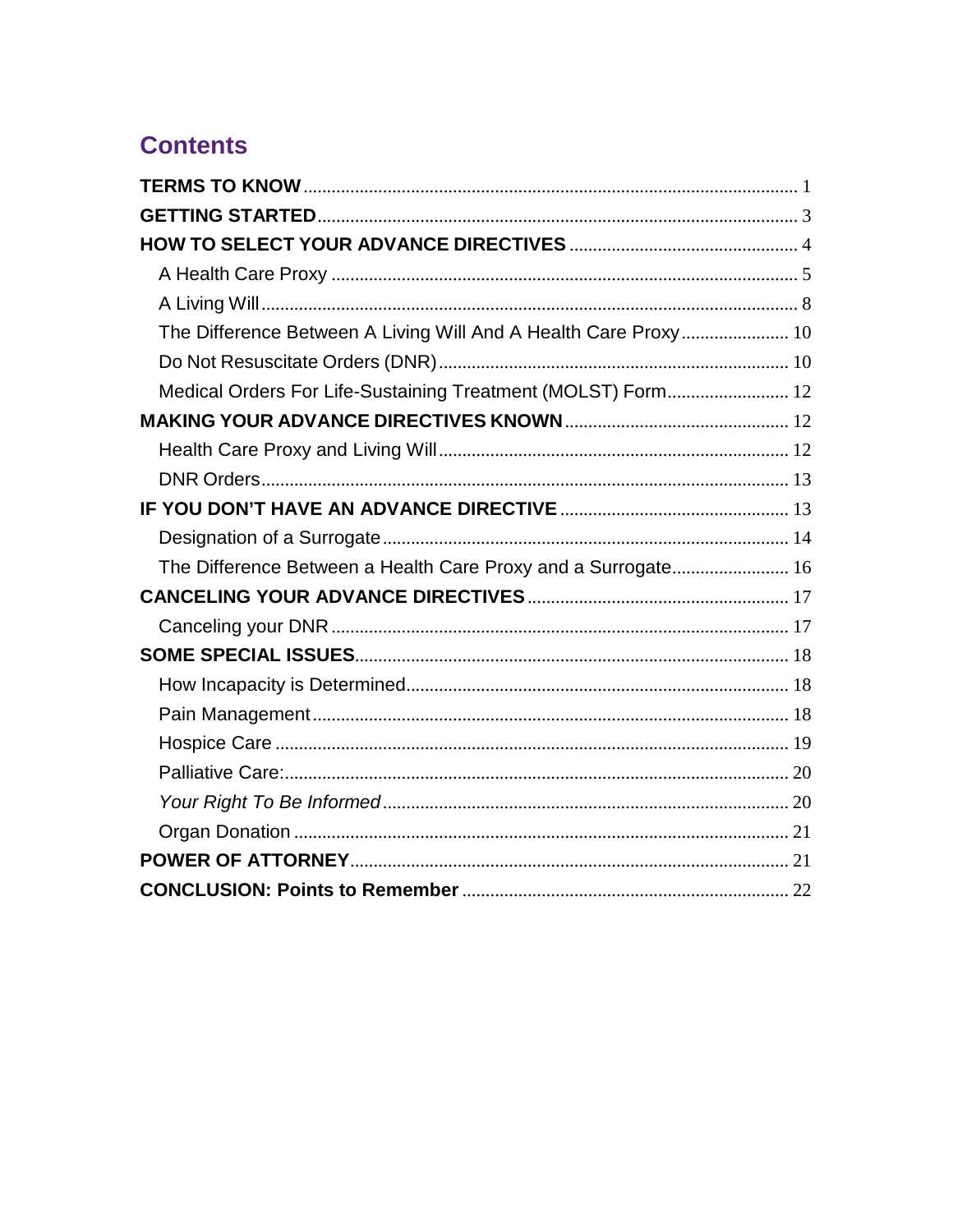## Contents

**TERMS TO KNOW** ........ 1

**GETTING STARTED** ........ 3

**HOW TO SELECT YOUR ADVANCE DIRECTIVES** ........ 4

- A Health Care Proxy ........ 5
- A Living Will ........ 8
- The Difference Between A Living Will And A Health Care Proxy ........ 10
- Do Not Resuscitate Orders (DNR) ........ 10
- Medical Orders For Life-Sustaining Treatment (MOLST) Form ........ 12

**MAKING YOUR ADVANCE DIRECTIVES KNOWN** ........ 12

- Health Care Proxy and Living Will ........ 12
- DNR Orders ........ 13

**IF YOU DON'T HAVE AN ADVANCE DIRECTIVE** ........ 13

- Designation of a Surrogate ........ 14
- The Difference Between a Health Care Proxy and a Surrogate ........ 16

**CANCELING YOUR ADVANCE DIRECTIVES** ........ 17

- Canceling your DNR ........ 17

**SOME SPECIAL ISSUES** ........ 18

- How Incapacity is Determined ........ 18
- Pain Management ........ 18
- Hospice Care ........ 19
- Palliative Care: ........ 20
- *Your Right To Be Informed* ........ 20
- Organ Donation ........ 21

**POWER OF ATTORNEY** ........ 21

**CONCLUSION: Points to Remember** ........ 22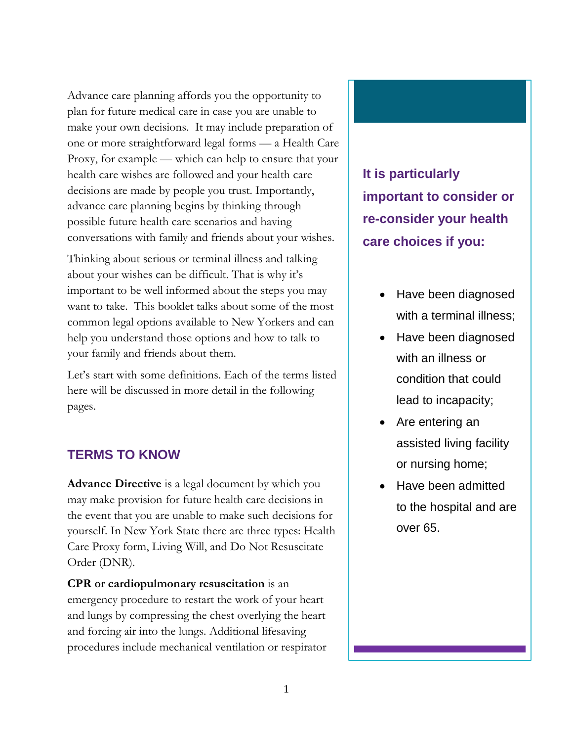Advance care planning affords you the opportunity to plan for future medical care in case you are unable to make your own decisions. It may include preparation of one or more straightforward legal forms — a Health Care Proxy, for example — which can help to ensure that your health care wishes are followed and your health care decisions are made by people you trust. Importantly, advance care planning begins by thinking through possible future health care scenarios and having conversations with family and friends about your wishes.

Thinking about serious or terminal illness and talking about your wishes can be difficult. That is why it's important to be well informed about the steps you may want to take. This booklet talks about some of the most common legal options available to New Yorkers and can help you understand those options and how to talk to your family and friends about them.

Let's start with some definitions. Each of the terms listed here will be discussed in more detail in the following pages.

> **It is particularly important to consider or re-consider your health care choices if you:**
>
> - Have been diagnosed with a terminal illness;
> - Have been diagnosed with an illness or condition that could lead to incapacity;
> - Are entering an assisted living facility or nursing home;
> - Have been admitted to the hospital and are over 65.

## TERMS TO KNOW

**Advance Directive** is a legal document by which you may make provision for future health care decisions in the event that you are unable to make such decisions for yourself. In New York State there are three types: Health Care Proxy form, Living Will, and Do Not Resuscitate Order (DNR).

**CPR or cardiopulmonary resuscitation** is an emergency procedure to restart the work of your heart and lungs by compressing the chest overlying the heart and forcing air into the lungs. Additional lifesaving procedures include mechanical ventilation or respirator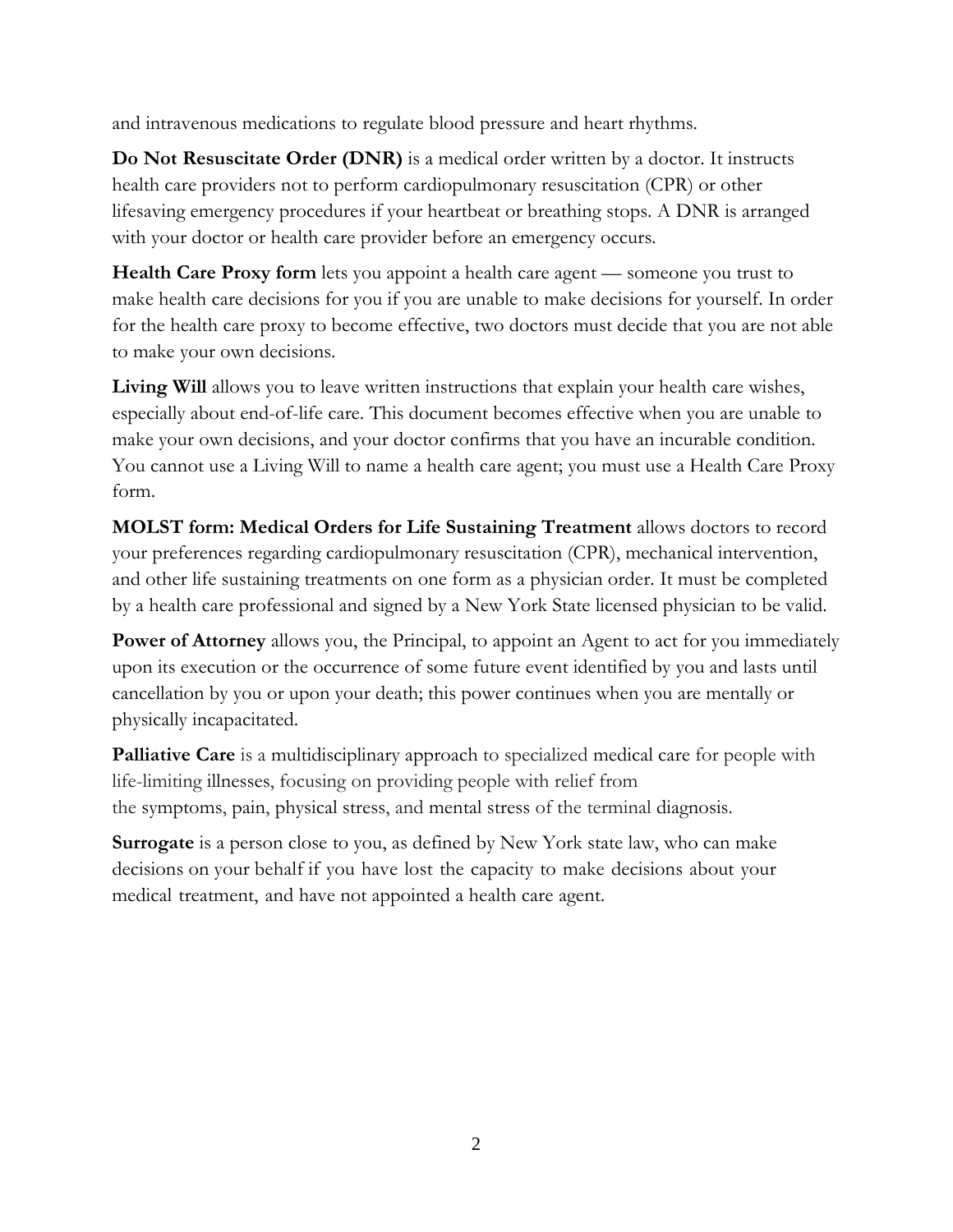and intravenous medications to regulate blood pressure and heart rhythms.

**Do Not Resuscitate Order (DNR)** is a medical order written by a doctor. It instructs health care providers not to perform cardiopulmonary resuscitation (CPR) or other lifesaving emergency procedures if your heartbeat or breathing stops. A DNR is arranged with your doctor or health care provider before an emergency occurs.

**Health Care Proxy form** lets you appoint a health care agent — someone you trust to make health care decisions for you if you are unable to make decisions for yourself. In order for the health care proxy to become effective, two doctors must decide that you are not able to make your own decisions.

**Living Will** allows you to leave written instructions that explain your health care wishes, especially about end-of-life care. This document becomes effective when you are unable to make your own decisions, and your doctor confirms that you have an incurable condition. You cannot use a Living Will to name a health care agent; you must use a Health Care Proxy form.

**MOLST form: Medical Orders for Life Sustaining Treatment** allows doctors to record your preferences regarding cardiopulmonary resuscitation (CPR), mechanical intervention, and other life sustaining treatments on one form as a physician order. It must be completed by a health care professional and signed by a New York State licensed physician to be valid.

**Power of Attorney** allows you, the Principal, to appoint an Agent to act for you immediately upon its execution or the occurrence of some future event identified by you and lasts until cancellation by you or upon your death; this power continues when you are mentally or physically incapacitated.

**Palliative Care** is a multidisciplinary approach to specialized medical care for people with life-limiting illnesses, focusing on providing people with relief from the symptoms, pain, physical stress, and mental stress of the terminal diagnosis.

**Surrogate** is a person close to you, as defined by New York state law, who can make decisions on your behalf if you have lost the capacity to make decisions about your medical treatment, and have not appointed a health care agent.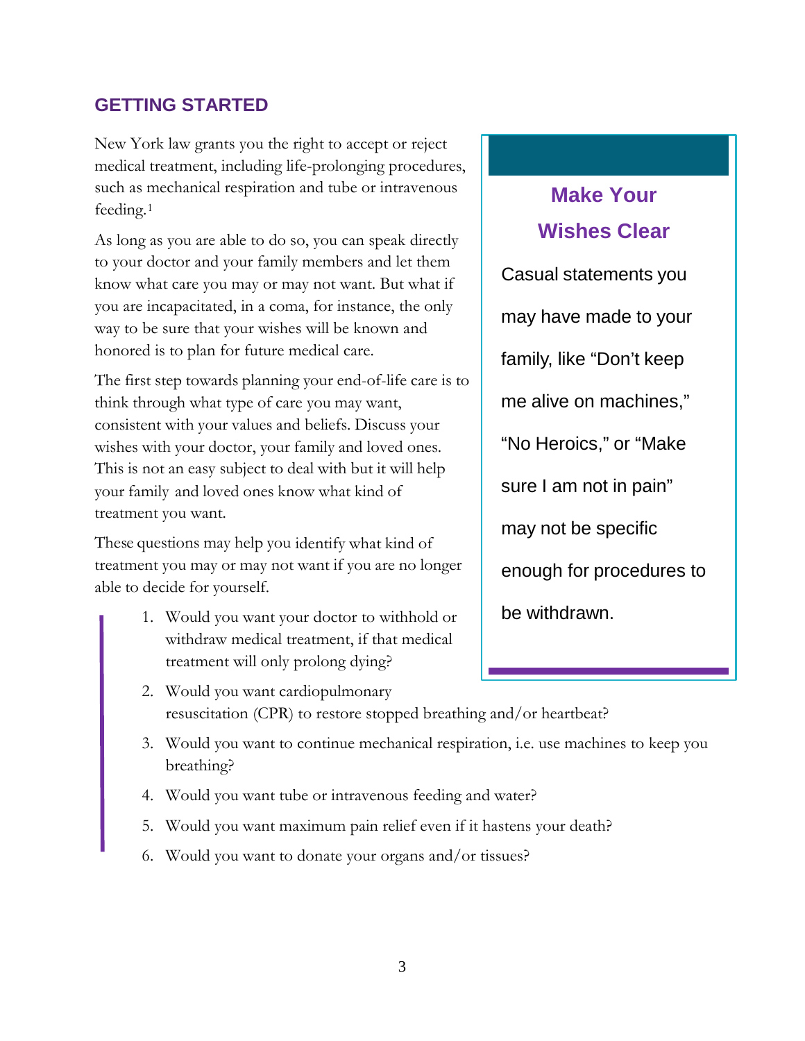## GETTING STARTED

New York law grants you the right to accept or reject medical treatment, including life-prolonging procedures, such as mechanical respiration and tube or intravenous feeding.[1]

As long as you are able to do so, you can speak directly to your doctor and your family members and let them know what care you may or may not want. But what if you are incapacitated, in a coma, for instance, the only way to be sure that your wishes will be known and honored is to plan for future medical care.

The first step towards planning your end-of-life care is to think through what type of care you may want, consistent with your values and beliefs. Discuss your wishes with your doctor, your family and loved ones. This is not an easy subject to deal with but it will help your family and loved ones know what kind of treatment you want.

These questions may help you identify what kind of treatment you may or may not want if you are no longer able to decide for yourself.

1. Would you want your doctor to withhold or withdraw medical treatment, if that medical treatment will only prolong dying?
2. Would you want cardiopulmonary resuscitation (CPR) to restore stopped breathing and/or heartbeat?
3. Would you want to continue mechanical respiration, i.e. use machines to keep you breathing?
4. Would you want tube or intravenous feeding and water?
5. Would you want maximum pain relief even if it hastens your death?
6. Would you want to donate your organs and/or tissues?

### Make Your Wishes Clear

Casual statements you may have made to your family, like “Don’t keep me alive on machines,” “No Heroics,” or “Make sure I am not in pain” may not be specific enough for procedures to be withdrawn.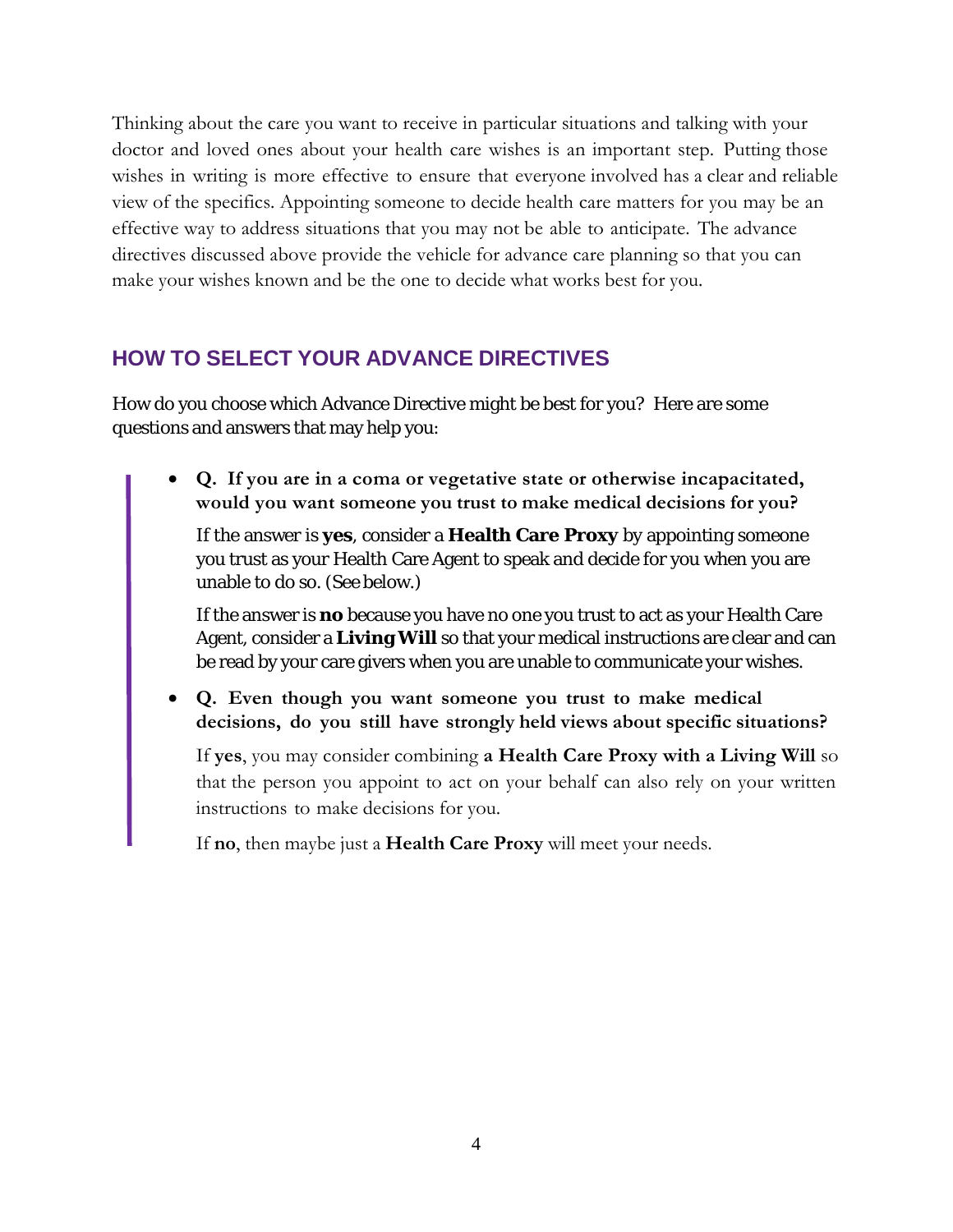Thinking about the care you want to receive in particular situations and talking with your doctor and loved ones about your health care wishes is an important step. Putting those wishes in writing is more effective to ensure that everyone involved has a clear and reliable view of the specifics. Appointing someone to decide health care matters for you may be an effective way to address situations that you may not be able to anticipate. The advance directives discussed above provide the vehicle for advance care planning so that you can make your wishes known and be the one to decide what works best for you.

## HOW TO SELECT YOUR ADVANCE DIRECTIVES

How do you choose which Advance Directive might be best for you? Here are some questions and answers that may help you:

- **Q. If you are in a coma or vegetative state or otherwise incapacitated, would you want someone you trust to make medical decisions for you?**

  If the answer is **yes**, consider a **Health Care Proxy** by appointing someone you trust as your Health Care Agent to speak and decide for you when you are unable to do so. (See below.)

  If the answer is **no** because you have no one you trust to act as your Health Care Agent, consider a **Living Will** so that your medical instructions are clear and can be read by your care givers when you are unable to communicate your wishes.

- **Q. Even though you want someone you trust to make medical decisions, do you still have strongly held views about specific situations?**

  If **yes**, you may consider combining **a Health Care Proxy with a Living Will** so that the person you appoint to act on your behalf can also rely on your written instructions to make decisions for you.

  If **no**, then maybe just a **Health Care Proxy** will meet your needs.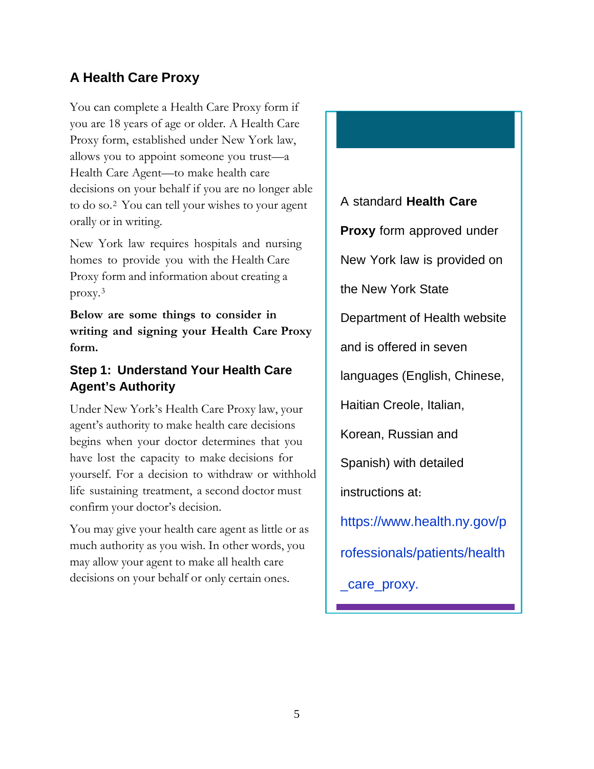## A Health Care Proxy

You can complete a Health Care Proxy form if you are 18 years of age or older. A Health Care Proxy form, established under New York law, allows you to appoint someone you trust—a Health Care Agent—to make health care decisions on your behalf if you are no longer able to do so.[2] You can tell your wishes to your agent orally or in writing.

New York law requires hospitals and nursing homes to provide you with the Health Care Proxy form and information about creating a proxy.[3]

**Below are some things to consider in writing and signing your Health Care Proxy form.**

### Step 1: Understand Your Health Care Agent's Authority

Under New York's Health Care Proxy law, your agent's authority to make health care decisions begins when your doctor determines that you have lost the capacity to make decisions for yourself. For a decision to withdraw or withhold life sustaining treatment, a second doctor must confirm your doctor's decision.

You may give your health care agent as little or as much authority as you wish. In other words, you may allow your agent to make all health care decisions on your behalf or only certain ones.

A standard **Health Care Proxy** form approved under New York law is provided on the New York State Department of Health website and is offered in seven languages (English, Chinese, Haitian Creole, Italian, Korean, Russian and Spanish) with detailed instructions at: https://www.health.ny.gov/professionals/patients/health_care_proxy.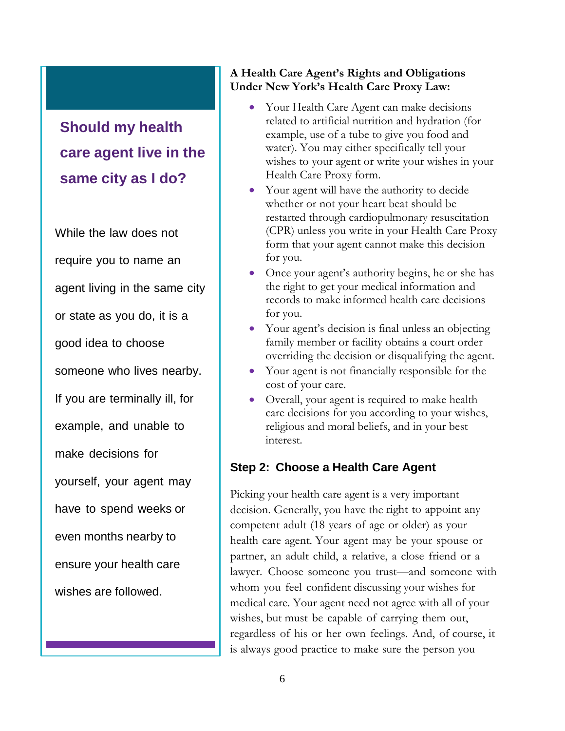### Should my health care agent live in the same city as I do?

While the law does not require you to name an agent living in the same city or state as you do, it is a good idea to choose someone who lives nearby. If you are terminally ill, for example, and unable to make decisions for yourself, your agent may have to spend weeks or even months nearby to ensure your health care wishes are followed.

**A Health Care Agent's Rights and Obligations Under New York's Health Care Proxy Law:**

- Your Health Care Agent can make decisions related to artificial nutrition and hydration (for example, use of a tube to give you food and water). You may either specifically tell your wishes to your agent or write your wishes in your Health Care Proxy form.
- Your agent will have the authority to decide whether or not your heart beat should be restarted through cardiopulmonary resuscitation (CPR) unless you write in your Health Care Proxy form that your agent cannot make this decision for you.
- Once your agent's authority begins, he or she has the right to get your medical information and records to make informed health care decisions for you.
- Your agent's decision is final unless an objecting family member or facility obtains a court order overriding the decision or disqualifying the agent.
- Your agent is not financially responsible for the cost of your care.
- Overall, your agent is required to make health care decisions for you according to your wishes, religious and moral beliefs, and in your best interest.

## Step 2: Choose a Health Care Agent

Picking your health care agent is a very important decision. Generally, you have the right to appoint any competent adult (18 years of age or older) as your health care agent. Your agent may be your spouse or partner, an adult child, a relative, a close friend or a lawyer. Choose someone you trust—and someone with whom you feel confident discussing your wishes for medical care. Your agent need not agree with all of your wishes, but must be capable of carrying them out, regardless of his or her own feelings. And, of course, it is always good practice to make sure the person you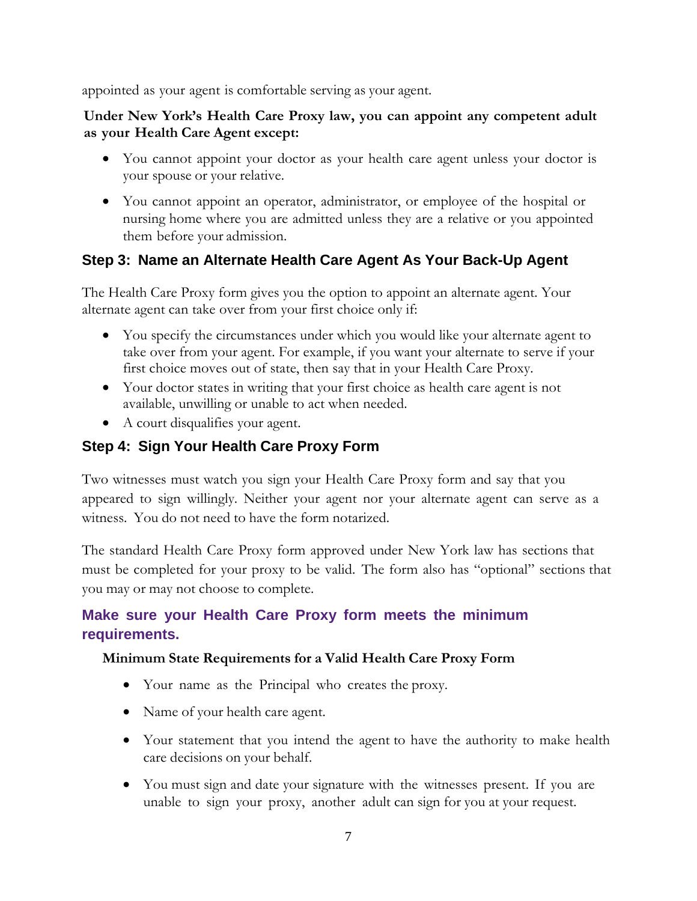appointed as your agent is comfortable serving as your agent.

**Under New York's Health Care Proxy law, you can appoint any competent adult as your Health Care Agent except:**

- You cannot appoint your doctor as your health care agent unless your doctor is your spouse or your relative.
- You cannot appoint an operator, administrator, or employee of the hospital or nursing home where you are admitted unless they are a relative or you appointed them before your admission.

## Step 3: Name an Alternate Health Care Agent As Your Back-Up Agent

The Health Care Proxy form gives you the option to appoint an alternate agent. Your alternate agent can take over from your first choice only if:

- You specify the circumstances under which you would like your alternate agent to take over from your agent. For example, if you want your alternate to serve if your first choice moves out of state, then say that in your Health Care Proxy.
- Your doctor states in writing that your first choice as health care agent is not available, unwilling or unable to act when needed.
- A court disqualifies your agent.

## Step 4: Sign Your Health Care Proxy Form

Two witnesses must watch you sign your Health Care Proxy form and say that you appeared to sign willingly. Neither your agent nor your alternate agent can serve as a witness. You do not need to have the form notarized.

The standard Health Care Proxy form approved under New York law has sections that must be completed for your proxy to be valid. The form also has "optional" sections that you may or may not choose to complete.

### Make sure your Health Care Proxy form meets the minimum requirements.

**Minimum State Requirements for a Valid Health Care Proxy Form**

- Your name as the Principal who creates the proxy.
- Name of your health care agent.
- Your statement that you intend the agent to have the authority to make health care decisions on your behalf.
- You must sign and date your signature with the witnesses present. If you are unable to sign your proxy, another adult can sign for you at your request.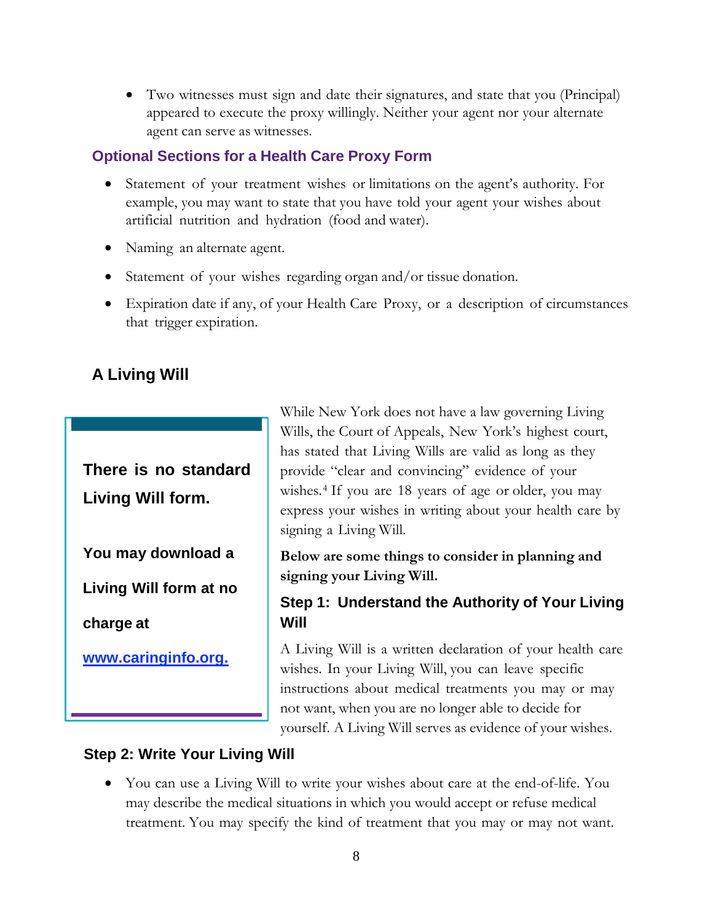- Two witnesses must sign and date their signatures, and state that you (Principal) appeared to execute the proxy willingly. Neither your agent nor your alternate agent can serve as witnesses.

### Optional Sections for a Health Care Proxy Form

- Statement of your treatment wishes or limitations on the agent's authority. For example, you may want to state that you have told your agent your wishes about artificial nutrition and hydration (food and water).
- Naming an alternate agent.
- Statement of your wishes regarding organ and/or tissue donation.
- Expiration date if any, of your Health Care Proxy, or a description of circumstances that trigger expiration.

## A Living Will

> **There is no standard Living Will form.**
>
> **You may download a Living Will form at no charge at [www.caringinfo.org.](http://www.caringinfo.org)**

While New York does not have a law governing Living Wills, the Court of Appeals, New York's highest court, has stated that Living Wills are valid as long as they provide "clear and convincing" evidence of your wishes.[4] If you are 18 years of age or older, you may express your wishes in writing about your health care by signing a Living Will.

**Below are some things to consider in planning and signing your Living Will.**

### Step 1: Understand the Authority of Your Living Will

A Living Will is a written declaration of your health care wishes. In your Living Will, you can leave specific instructions about medical treatments you may or may not want, when you are no longer able to decide for yourself. A Living Will serves as evidence of your wishes.

### Step 2: Write Your Living Will

- You can use a Living Will to write your wishes about care at the end-of-life. You may describe the medical situations in which you would accept or refuse medical treatment. You may specify the kind of treatment that you may or may not want.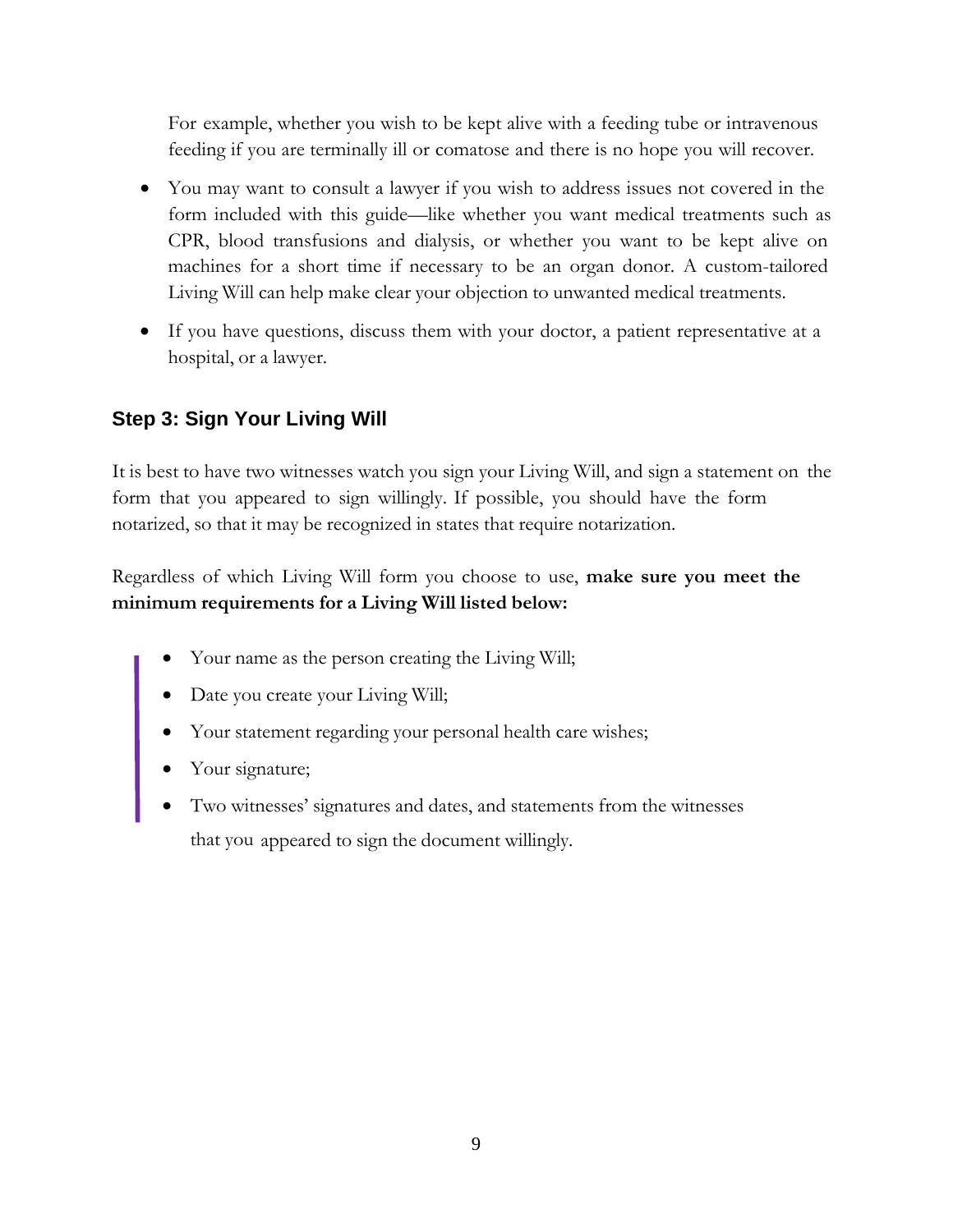For example, whether you wish to be kept alive with a feeding tube or intravenous feeding if you are terminally ill or comatose and there is no hope you will recover.

- You may want to consult a lawyer if you wish to address issues not covered in the form included with this guide—like whether you want medical treatments such as CPR, blood transfusions and dialysis, or whether you want to be kept alive on machines for a short time if necessary to be an organ donor. A custom-tailored Living Will can help make clear your objection to unwanted medical treatments.
- If you have questions, discuss them with your doctor, a patient representative at a hospital, or a lawyer.

### Step 3: Sign Your Living Will

It is best to have two witnesses watch you sign your Living Will, and sign a statement on the form that you appeared to sign willingly. If possible, you should have the form notarized, so that it may be recognized in states that require notarization.

Regardless of which Living Will form you choose to use, **make sure you meet the minimum requirements for a Living Will listed below:**

- Your name as the person creating the Living Will;
- Date you create your Living Will;
- Your statement regarding your personal health care wishes;
- Your signature;
- Two witnesses' signatures and dates, and statements from the witnesses that you appeared to sign the document willingly.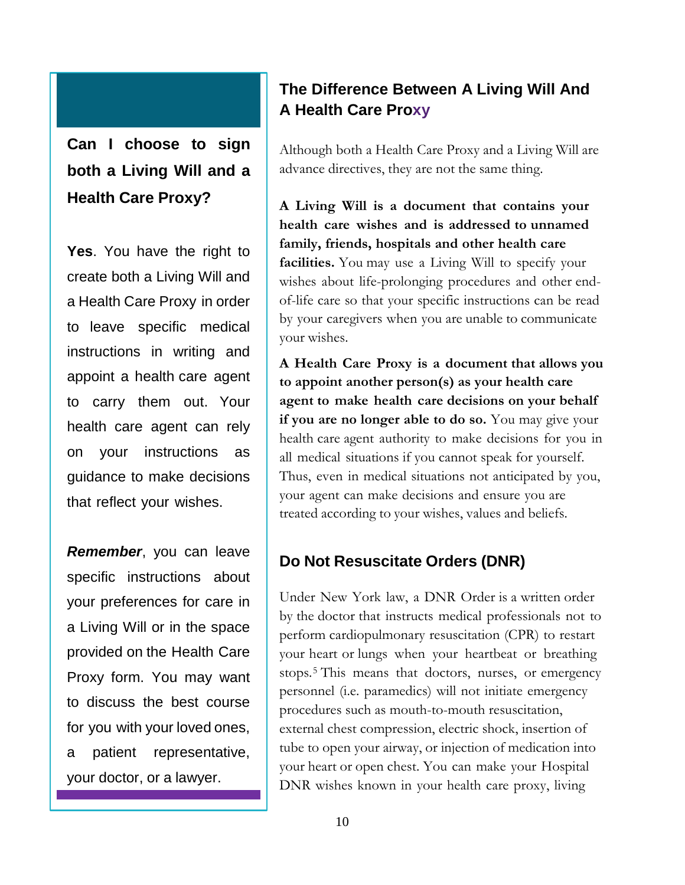### Can I choose to sign both a Living Will and a Health Care Proxy?

**Yes**. You have the right to create both a Living Will and a Health Care Proxy in order to leave specific medical instructions in writing and appoint a health care agent to carry them out. Your health care agent can rely on your instructions as guidance to make decisions that reflect your wishes.

***Remember***, you can leave specific instructions about your preferences for care in a Living Will or in the space provided on the Health Care Proxy form. You may want to discuss the best course for you with your loved ones, a patient representative, your doctor, or a lawyer.

## The Difference Between A Living Will And A Health Care Proxy

Although both a Health Care Proxy and a Living Will are advance directives, they are not the same thing.

**A Living Will is a document that contains your health care wishes and is addressed to unnamed family, friends, hospitals and other health care facilities.** You may use a Living Will to specify your wishes about life-prolonging procedures and other end-of-life care so that your specific instructions can be read by your caregivers when you are unable to communicate your wishes.

**A Health Care Proxy is a document that allows you to appoint another person(s) as your health care agent to make health care decisions on your behalf if you are no longer able to do so.** You may give your health care agent authority to make decisions for you in all medical situations if you cannot speak for yourself. Thus, even in medical situations not anticipated by you, your agent can make decisions and ensure you are treated according to your wishes, values and beliefs.

## Do Not Resuscitate Orders (DNR)

Under New York law, a DNR Order is a written order by the doctor that instructs medical professionals not to perform cardiopulmonary resuscitation (CPR) to restart your heart or lungs when your heartbeat or breathing stops.[5] This means that doctors, nurses, or emergency personnel (i.e. paramedics) will not initiate emergency procedures such as mouth-to-mouth resuscitation, external chest compression, electric shock, insertion of tube to open your airway, or injection of medication into your heart or open chest. You can make your Hospital DNR wishes known in your health care proxy, living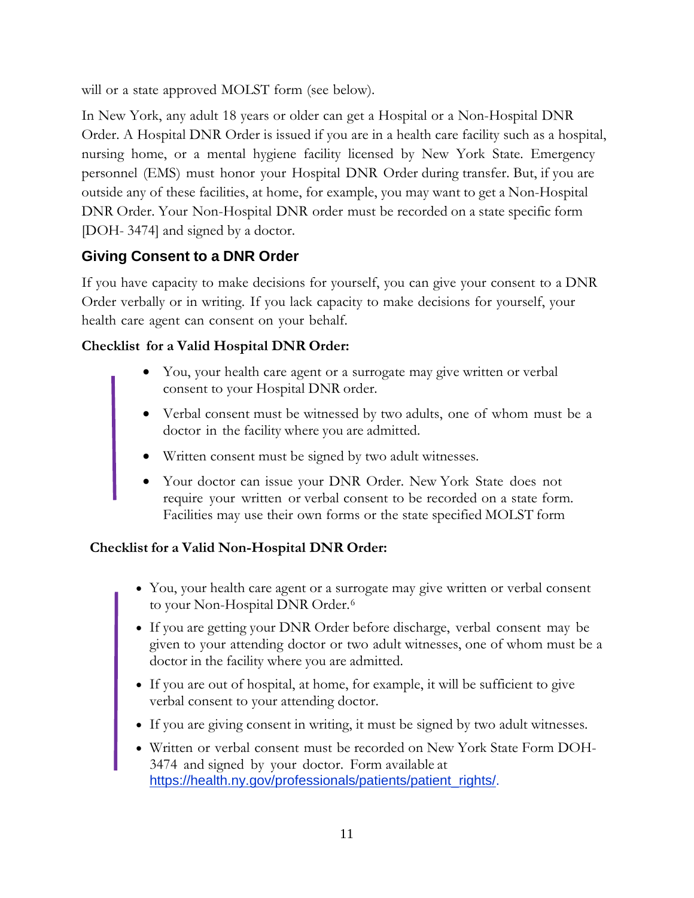will or a state approved MOLST form (see below).

In New York, any adult 18 years or older can get a Hospital or a Non-Hospital DNR Order. A Hospital DNR Order is issued if you are in a health care facility such as a hospital, nursing home, or a mental hygiene facility licensed by New York State. Emergency personnel (EMS) must honor your Hospital DNR Order during transfer. But, if you are outside any of these facilities, at home, for example, you may want to get a Non-Hospital DNR Order. Your Non-Hospital DNR order must be recorded on a state specific form [DOH- 3474] and signed by a doctor.

## Giving Consent to a DNR Order

If you have capacity to make decisions for yourself, you can give your consent to a DNR Order verbally or in writing. If you lack capacity to make decisions for yourself, your health care agent can consent on your behalf.

**Checklist for a Valid Hospital DNR Order:**

- You, your health care agent or a surrogate may give written or verbal consent to your Hospital DNR order.
- Verbal consent must be witnessed by two adults, one of whom must be a doctor in the facility where you are admitted.
- Written consent must be signed by two adult witnesses.
- Your doctor can issue your DNR Order. New York State does not require your written or verbal consent to be recorded on a state form. Facilities may use their own forms or the state specified MOLST form

**Checklist for a Valid Non-Hospital DNR Order:**

- You, your health care agent or a surrogate may give written or verbal consent to your Non-Hospital DNR Order.[6]
- If you are getting your DNR Order before discharge, verbal consent may be given to your attending doctor or two adult witnesses, one of whom must be a doctor in the facility where you are admitted.
- If you are out of hospital, at home, for example, it will be sufficient to give verbal consent to your attending doctor.
- If you are giving consent in writing, it must be signed by two adult witnesses.
- Written or verbal consent must be recorded on New York State Form DOH-3474 and signed by your doctor. Form available at https://health.ny.gov/professionals/patients/patient_rights/.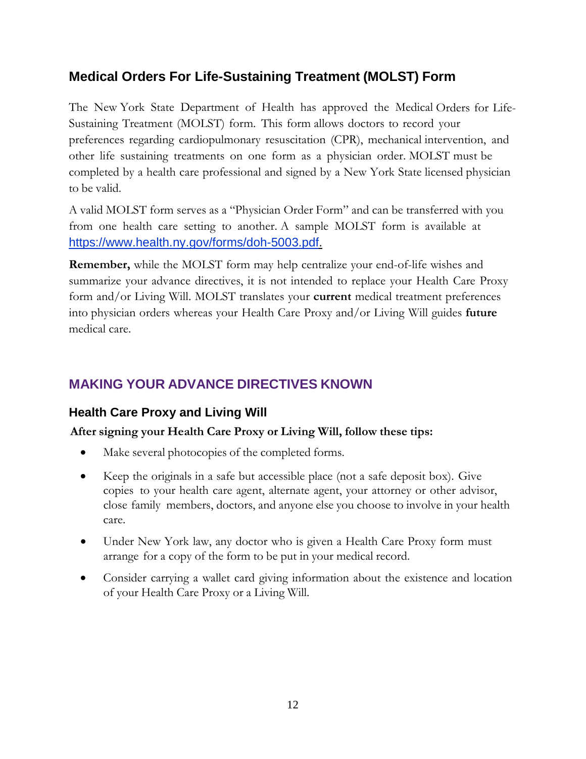## Medical Orders For Life-Sustaining Treatment (MOLST) Form

The New York State Department of Health has approved the Medical Orders for Life-Sustaining Treatment (MOLST) form. This form allows doctors to record your preferences regarding cardiopulmonary resuscitation (CPR), mechanical intervention, and other life sustaining treatments on one form as a physician order. MOLST must be completed by a health care professional and signed by a New York State licensed physician to be valid.

A valid MOLST form serves as a "Physician Order Form" and can be transferred with you from one health care setting to another. A sample MOLST form is available at https://www.health.ny.gov/forms/doh-5003.pdf.

**Remember,** while the MOLST form may help centralize your end-of-life wishes and summarize your advance directives, it is not intended to replace your Health Care Proxy form and/or Living Will. MOLST translates your **current** medical treatment preferences into physician orders whereas your Health Care Proxy and/or Living Will guides **future** medical care.

# MAKING YOUR ADVANCE DIRECTIVES KNOWN

### Health Care Proxy and Living Will

**After signing your Health Care Proxy or Living Will, follow these tips:**

- Make several photocopies of the completed forms.
- Keep the originals in a safe but accessible place (not a safe deposit box). Give copies to your health care agent, alternate agent, your attorney or other advisor, close family members, doctors, and anyone else you choose to involve in your health care.
- Under New York law, any doctor who is given a Health Care Proxy form must arrange for a copy of the form to be put in your medical record.
- Consider carrying a wallet card giving information about the existence and location of your Health Care Proxy or a Living Will.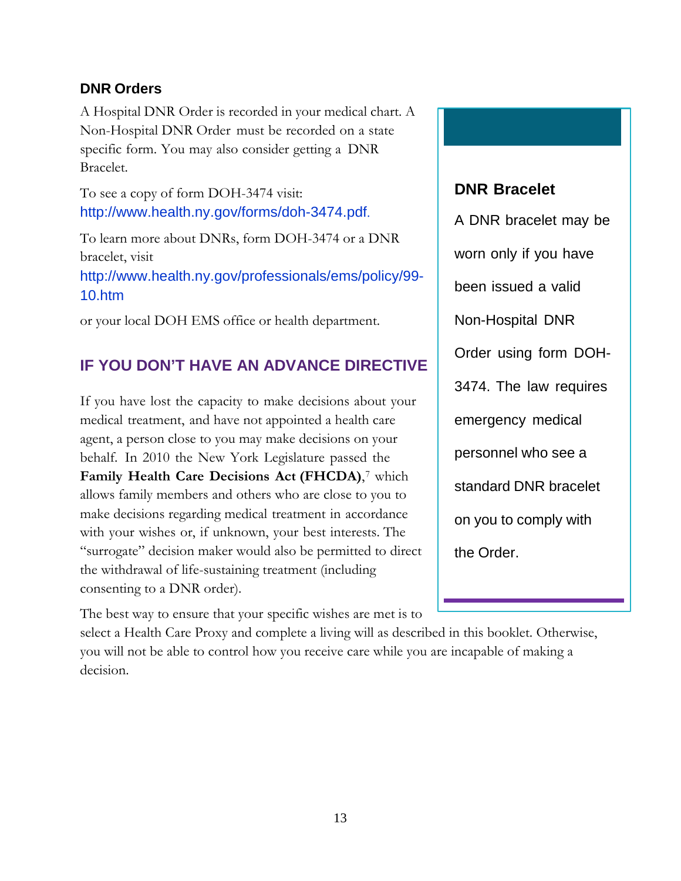### DNR Orders

A Hospital DNR Order is recorded in your medical chart. A Non-Hospital DNR Order must be recorded on a state specific form. You may also consider getting a DNR Bracelet.

To see a copy of form DOH-3474 visit: http://www.health.ny.gov/forms/doh-3474.pdf.

To learn more about DNRs, form DOH-3474 or a DNR bracelet, visit http://www.health.ny.gov/professionals/ems/policy/99-10.htm

or your local DOH EMS office or health department.

**DNR Bracelet**

A DNR bracelet may be worn only if you have been issued a valid Non-Hospital DNR Order using form DOH-3474. The law requires emergency medical personnel who see a standard DNR bracelet on you to comply with the Order.

## IF YOU DON'T HAVE AN ADVANCE DIRECTIVE

If you have lost the capacity to make decisions about your medical treatment, and have not appointed a health care agent, a person close to you may make decisions on your behalf. In 2010 the New York Legislature passed the **Family Health Care Decisions Act (FHCDA)**,[7] which allows family members and others who are close to you to make decisions regarding medical treatment in accordance with your wishes or, if unknown, your best interests. The "surrogate" decision maker would also be permitted to direct the withdrawal of life-sustaining treatment (including consenting to a DNR order).

The best way to ensure that your specific wishes are met is to select a Health Care Proxy and complete a living will as described in this booklet. Otherwise, you will not be able to control how you receive care while you are incapable of making a decision.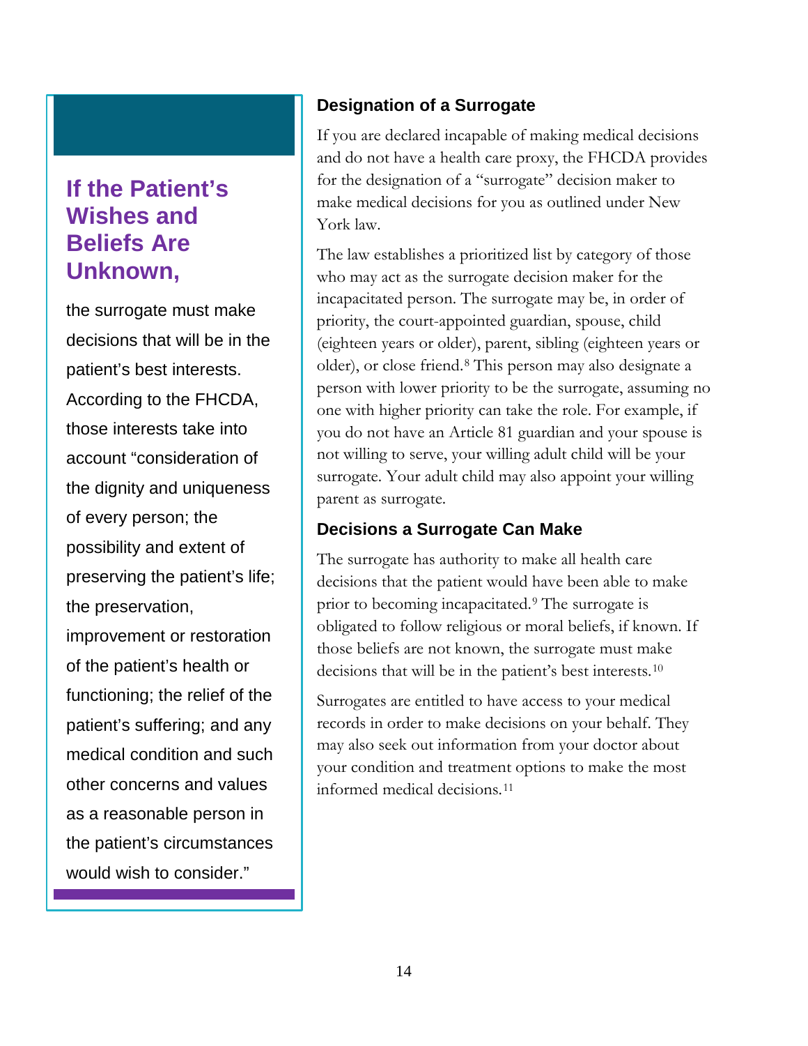## If the Patient's Wishes and Beliefs Are Unknown,

the surrogate must make decisions that will be in the patient's best interests. According to the FHCDA, those interests take into account "consideration of the dignity and uniqueness of every person; the possibility and extent of preserving the patient's life; the preservation, improvement or restoration of the patient's health or functioning; the relief of the patient's suffering; and any medical condition and such other concerns and values as a reasonable person in the patient's circumstances would wish to consider."

### Designation of a Surrogate

If you are declared incapable of making medical decisions and do not have a health care proxy, the FHCDA provides for the designation of a "surrogate" decision maker to make medical decisions for you as outlined under New York law.

The law establishes a prioritized list by category of those who may act as the surrogate decision maker for the incapacitated person. The surrogate may be, in order of priority, the court-appointed guardian, spouse, child (eighteen years or older), parent, sibling (eighteen years or older), or close friend.[8] This person may also designate a person with lower priority to be the surrogate, assuming no one with higher priority can take the role. For example, if you do not have an Article 81 guardian and your spouse is not willing to serve, your willing adult child will be your surrogate. Your adult child may also appoint your willing parent as surrogate.

### Decisions a Surrogate Can Make

The surrogate has authority to make all health care decisions that the patient would have been able to make prior to becoming incapacitated.[9] The surrogate is obligated to follow religious or moral beliefs, if known. If those beliefs are not known, the surrogate must make decisions that will be in the patient's best interests.[10]

Surrogates are entitled to have access to your medical records in order to make decisions on your behalf. They may also seek out information from your doctor about your condition and treatment options to make the most informed medical decisions.[11]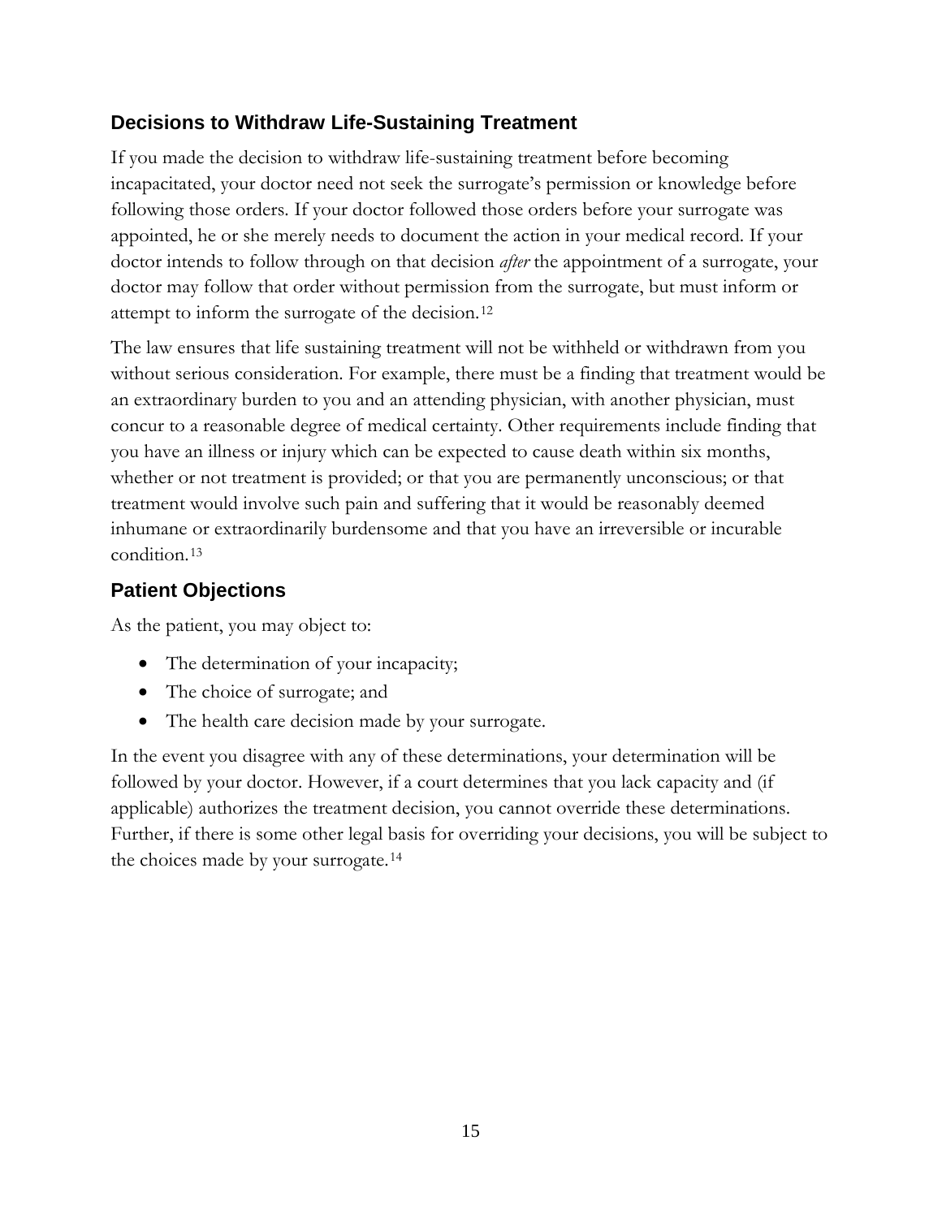## Decisions to Withdraw Life-Sustaining Treatment

If you made the decision to withdraw life-sustaining treatment before becoming incapacitated, your doctor need not seek the surrogate's permission or knowledge before following those orders. If your doctor followed those orders before your surrogate was appointed, he or she merely needs to document the action in your medical record. If your doctor intends to follow through on that decision *after* the appointment of a surrogate, your doctor may follow that order without permission from the surrogate, but must inform or attempt to inform the surrogate of the decision.[12]

The law ensures that life sustaining treatment will not be withheld or withdrawn from you without serious consideration. For example, there must be a finding that treatment would be an extraordinary burden to you and an attending physician, with another physician, must concur to a reasonable degree of medical certainty. Other requirements include finding that you have an illness or injury which can be expected to cause death within six months, whether or not treatment is provided; or that you are permanently unconscious; or that treatment would involve such pain and suffering that it would be reasonably deemed inhumane or extraordinarily burdensome and that you have an irreversible or incurable condition.[13]

## Patient Objections

As the patient, you may object to:

- The determination of your incapacity;
- The choice of surrogate; and
- The health care decision made by your surrogate.

In the event you disagree with any of these determinations, your determination will be followed by your doctor. However, if a court determines that you lack capacity and (if applicable) authorizes the treatment decision, you cannot override these determinations. Further, if there is some other legal basis for overriding your decisions, you will be subject to the choices made by your surrogate.[14]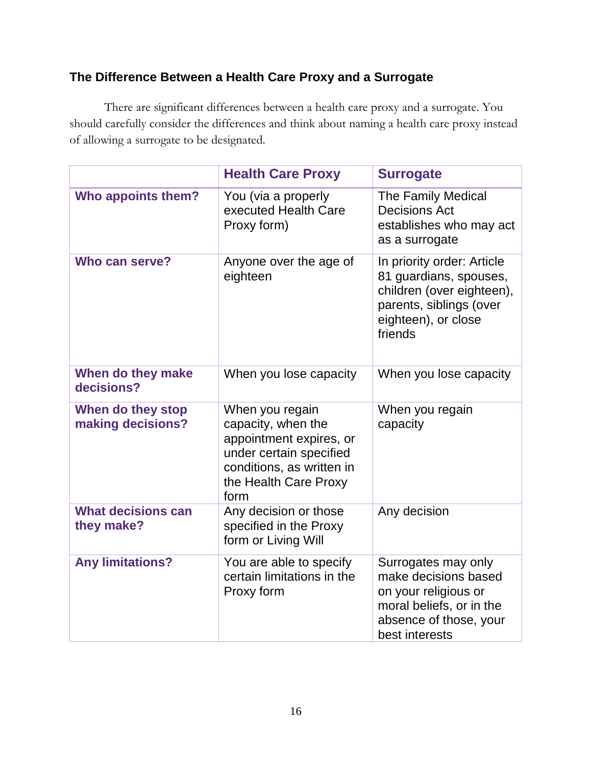### The Difference Between a Health Care Proxy and a Surrogate

There are significant differences between a health care proxy and a surrogate. You should carefully consider the differences and think about naming a health care proxy instead of allowing a surrogate to be designated.

| | Health Care Proxy | Surrogate |
|---|---|---|
| **Who appoints them?** | You (via a properly executed Health Care Proxy form) | The Family Medical Decisions Act establishes who may act as a surrogate |
| **Who can serve?** | Anyone over the age of eighteen | In priority order: Article 81 guardians, spouses, children (over eighteen), parents, siblings (over eighteen), or close friends |
| **When do they make decisions?** | When you lose capacity | When you lose capacity |
| **When do they stop making decisions?** | When you regain capacity, when the appointment expires, or under certain specified conditions, as written in the Health Care Proxy form | When you regain capacity |
| **What decisions can they make?** | Any decision or those specified in the Proxy form or Living Will | Any decision |
| **Any limitations?** | You are able to specify certain limitations in the Proxy form | Surrogates may only make decisions based on your religious or moral beliefs, or in the absence of those, your best interests |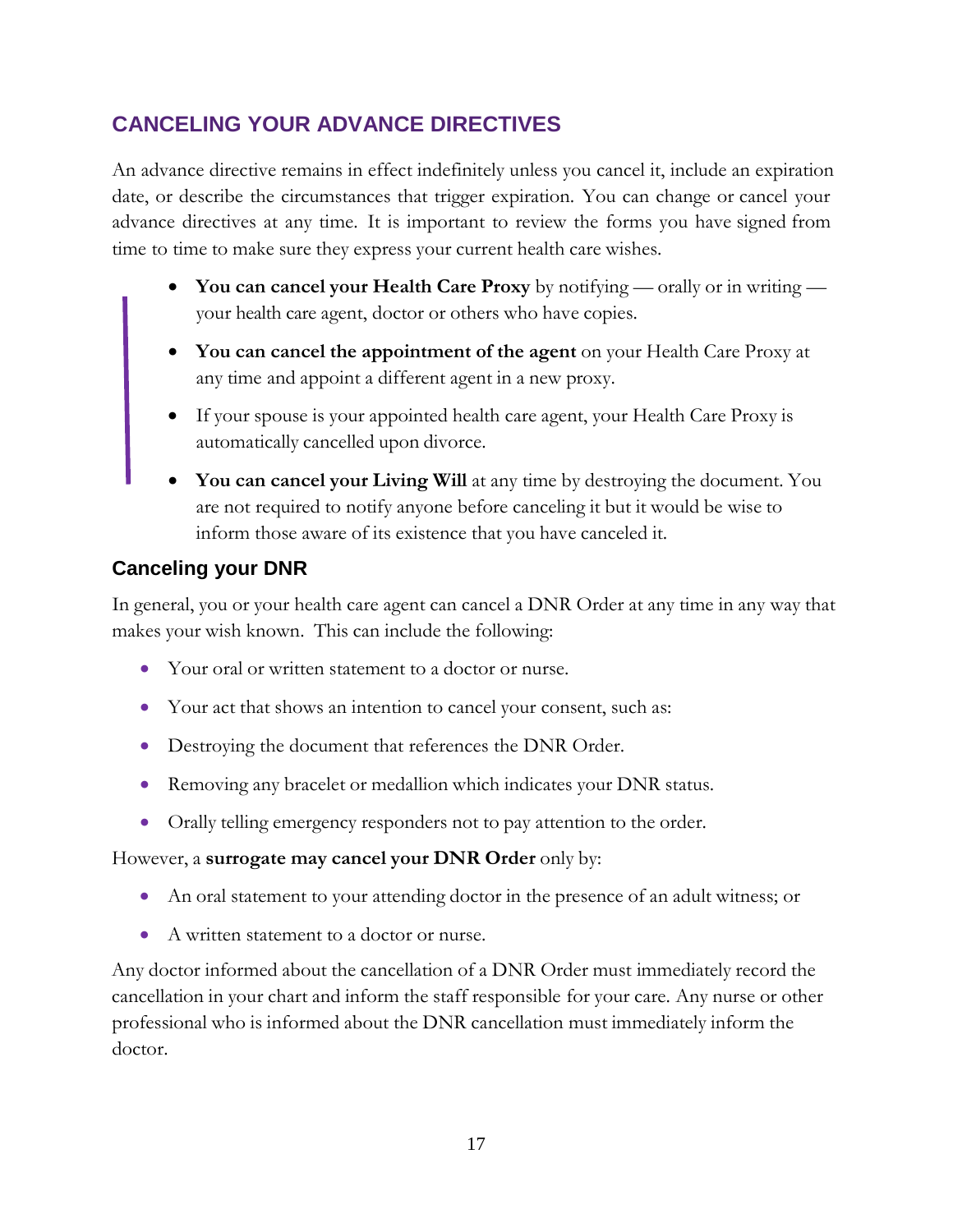## CANCELING YOUR ADVANCE DIRECTIVES

An advance directive remains in effect indefinitely unless you cancel it, include an expiration date, or describe the circumstances that trigger expiration. You can change or cancel your advance directives at any time. It is important to review the forms you have signed from time to time to make sure they express your current health care wishes.

- **You can cancel your Health Care Proxy** by notifying — orally or in writing — your health care agent, doctor or others who have copies.
- **You can cancel the appointment of the agent** on your Health Care Proxy at any time and appoint a different agent in a new proxy.
- If your spouse is your appointed health care agent, your Health Care Proxy is automatically cancelled upon divorce.
- **You can cancel your Living Will** at any time by destroying the document. You are not required to notify anyone before canceling it but it would be wise to inform those aware of its existence that you have canceled it.

### Canceling your DNR

In general, you or your health care agent can cancel a DNR Order at any time in any way that makes your wish known. This can include the following:

- Your oral or written statement to a doctor or nurse.
- Your act that shows an intention to cancel your consent, such as:
- Destroying the document that references the DNR Order.
- Removing any bracelet or medallion which indicates your DNR status.
- Orally telling emergency responders not to pay attention to the order.

However, a **surrogate may cancel your DNR Order** only by:

- An oral statement to your attending doctor in the presence of an adult witness; or
- A written statement to a doctor or nurse.

Any doctor informed about the cancellation of a DNR Order must immediately record the cancellation in your chart and inform the staff responsible for your care. Any nurse or other professional who is informed about the DNR cancellation must immediately inform the doctor.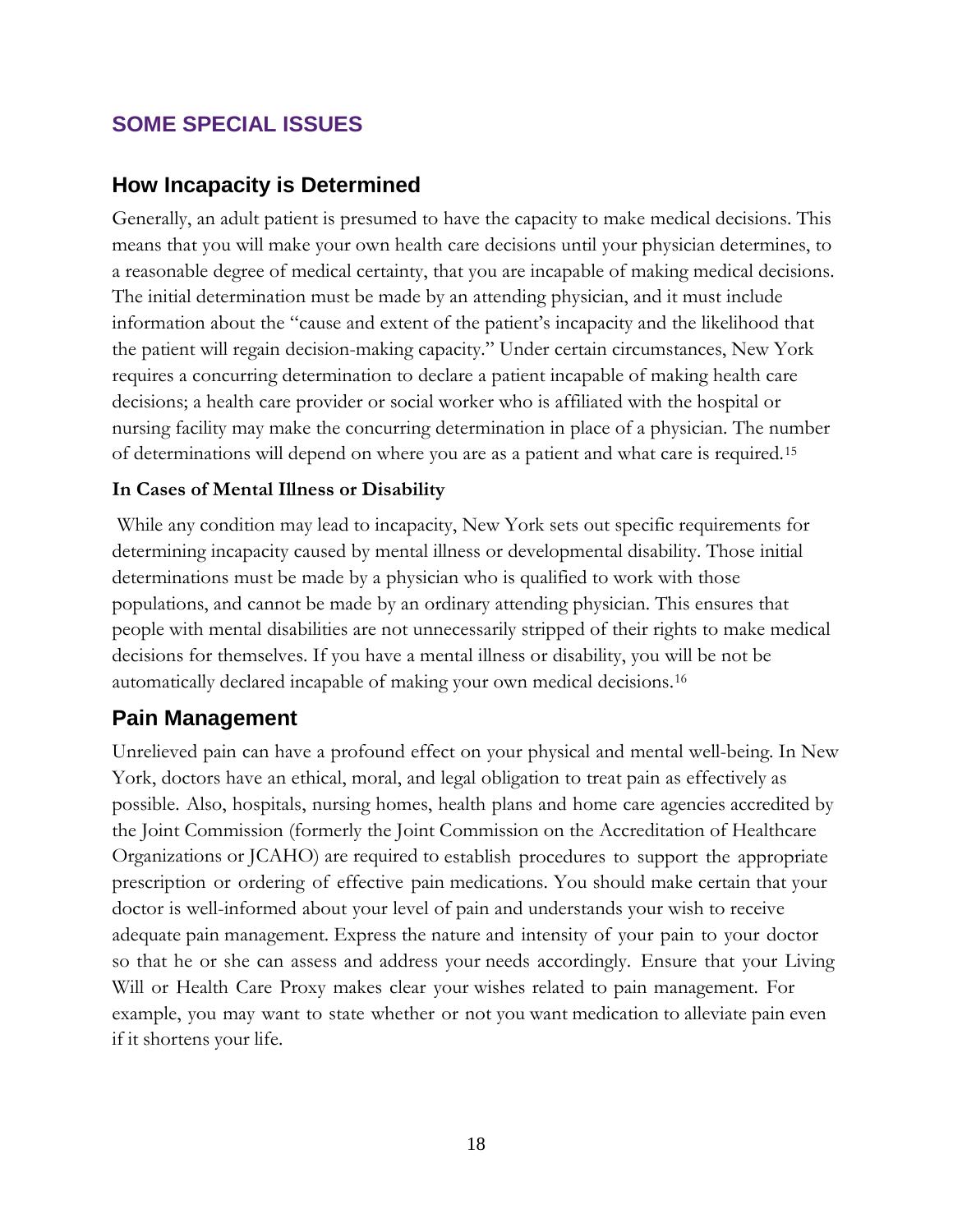# SOME SPECIAL ISSUES

## How Incapacity is Determined

Generally, an adult patient is presumed to have the capacity to make medical decisions. This means that you will make your own health care decisions until your physician determines, to a reasonable degree of medical certainty, that you are incapable of making medical decisions. The initial determination must be made by an attending physician, and it must include information about the "cause and extent of the patient's incapacity and the likelihood that the patient will regain decision-making capacity." Under certain circumstances, New York requires a concurring determination to declare a patient incapable of making health care decisions; a health care provider or social worker who is affiliated with the hospital or nursing facility may make the concurring determination in place of a physician. The number of determinations will depend on where you are as a patient and what care is required.[15]

### In Cases of Mental Illness or Disability

While any condition may lead to incapacity, New York sets out specific requirements for determining incapacity caused by mental illness or developmental disability. Those initial determinations must be made by a physician who is qualified to work with those populations, and cannot be made by an ordinary attending physician. This ensures that people with mental disabilities are not unnecessarily stripped of their rights to make medical decisions for themselves. If you have a mental illness or disability, you will be not be automatically declared incapable of making your own medical decisions.[16]

## Pain Management

Unrelieved pain can have a profound effect on your physical and mental well-being. In New York, doctors have an ethical, moral, and legal obligation to treat pain as effectively as possible. Also, hospitals, nursing homes, health plans and home care agencies accredited by the Joint Commission (formerly the Joint Commission on the Accreditation of Healthcare Organizations or JCAHO) are required to establish procedures to support the appropriate prescription or ordering of effective pain medications. You should make certain that your doctor is well-informed about your level of pain and understands your wish to receive adequate pain management. Express the nature and intensity of your pain to your doctor so that he or she can assess and address your needs accordingly. Ensure that your Living Will or Health Care Proxy makes clear your wishes related to pain management. For example, you may want to state whether or not you want medication to alleviate pain even if it shortens your life.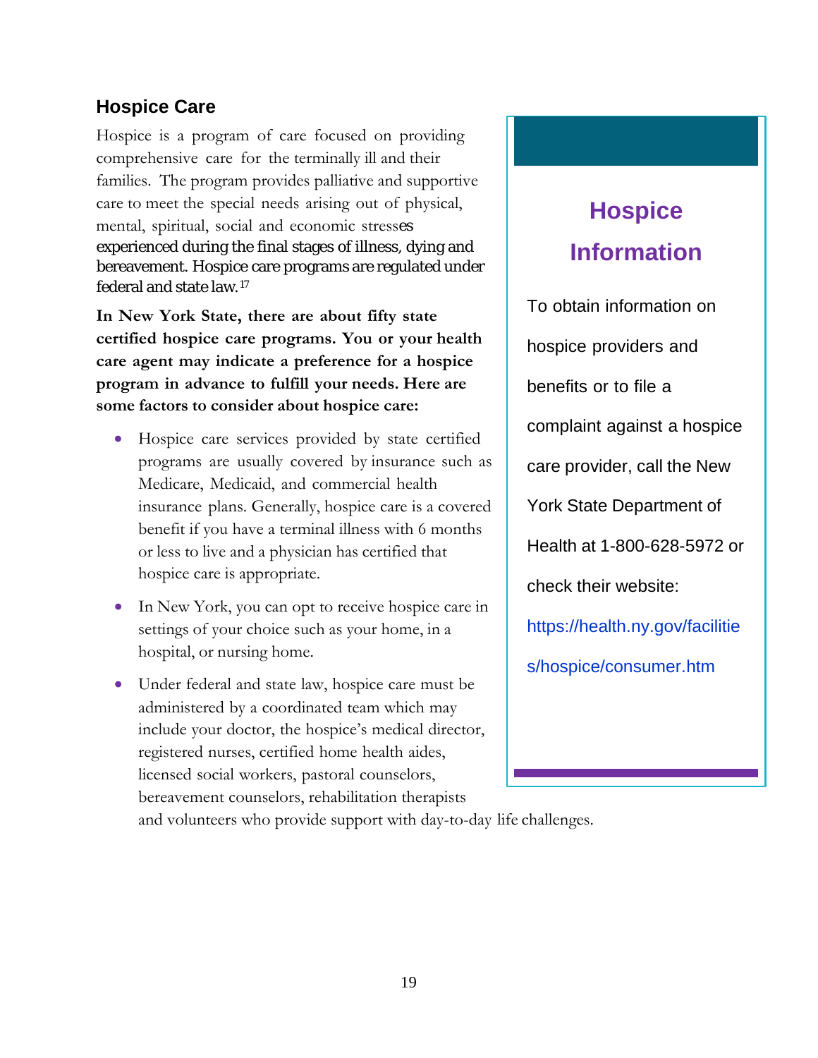## Hospice Care

Hospice is a program of care focused on providing comprehensive care for the terminally ill and their families. The program provides palliative and supportive care to meet the special needs arising out of physical, mental, spiritual, social and economic stresses experienced during the final stages of illness, dying and bereavement. Hospice care programs are regulated under federal and state law.[17]

**In New York State, there are about fifty state certified hospice care programs. You or your health care agent may indicate a preference for a hospice program in advance to fulfill your needs. Here are some factors to consider about hospice care:**

- Hospice care services provided by state certified programs are usually covered by insurance such as Medicare, Medicaid, and commercial health insurance plans. Generally, hospice care is a covered benefit if you have a terminal illness with 6 months or less to live and a physician has certified that hospice care is appropriate.
- In New York, you can opt to receive hospice care in settings of your choice such as your home, in a hospital, or nursing home.
- Under federal and state law, hospice care must be administered by a coordinated team which may include your doctor, the hospice's medical director, registered nurses, certified home health aides, licensed social workers, pastoral counselors, bereavement counselors, rehabilitation therapists and volunteers who provide support with day-to-day life challenges.

### Hospice Information

To obtain information on hospice providers and benefits or to file a complaint against a hospice care provider, call the New York State Department of Health at 1-800-628-5972 or check their website: https://health.ny.gov/facilities/hospice/consumer.htm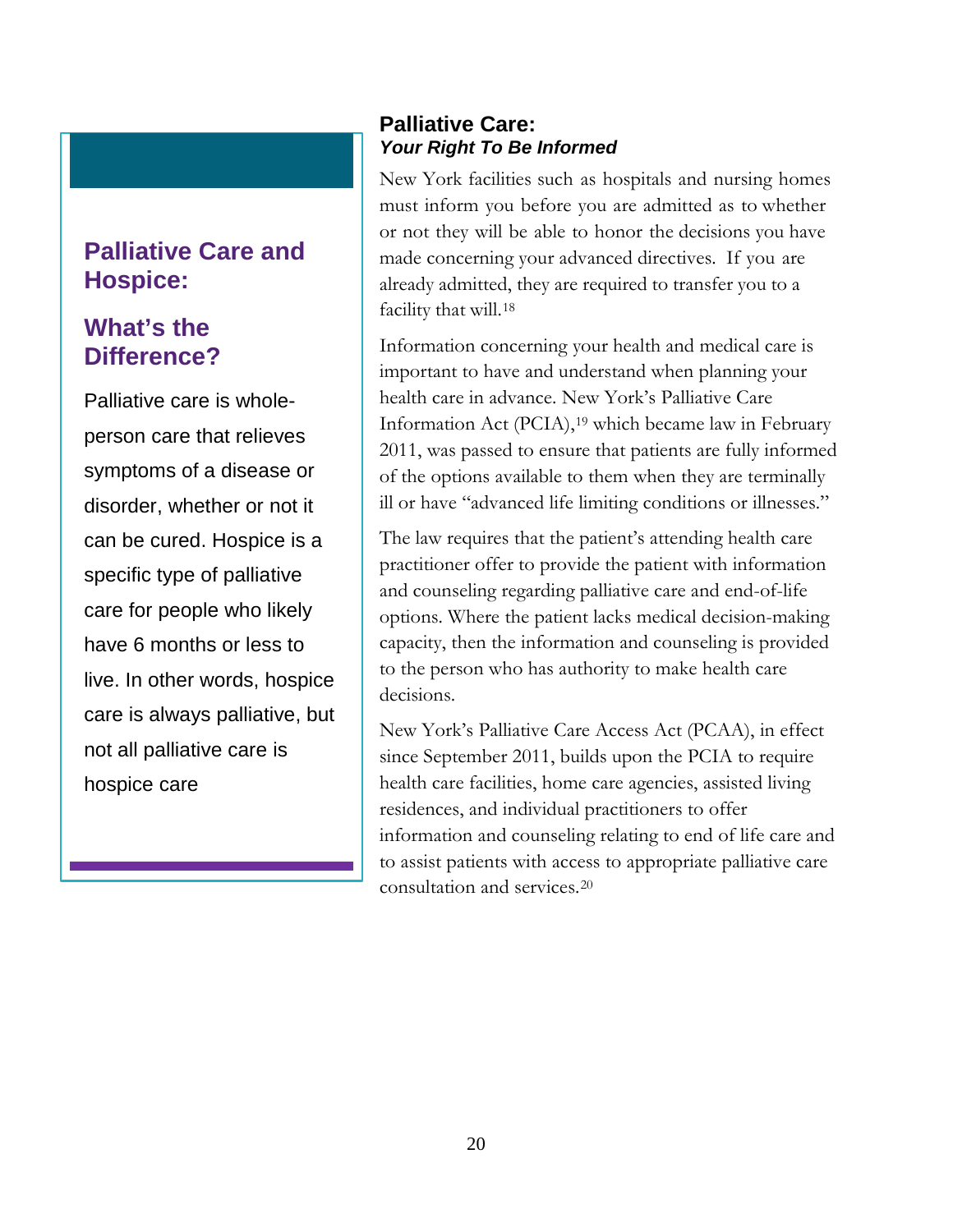## Palliative Care and Hospice:

## What's the Difference?

Palliative care is whole-person care that relieves symptoms of a disease or disorder, whether or not it can be cured. Hospice is a specific type of palliative care for people who likely have 6 months or less to live. In other words, hospice care is always palliative, but not all palliative care is hospice care

## Palliative Care:
***Your Right To Be Informed***

New York facilities such as hospitals and nursing homes must inform you before you are admitted as to whether or not they will be able to honor the decisions you have made concerning your advanced directives. If you are already admitted, they are required to transfer you to a facility that will.[18]

Information concerning your health and medical care is important to have and understand when planning your health care in advance. New York's Palliative Care Information Act (PCIA),[19] which became law in February 2011, was passed to ensure that patients are fully informed of the options available to them when they are terminally ill or have "advanced life limiting conditions or illnesses."

The law requires that the patient's attending health care practitioner offer to provide the patient with information and counseling regarding palliative care and end-of-life options. Where the patient lacks medical decision-making capacity, then the information and counseling is provided to the person who has authority to make health care decisions.

New York's Palliative Care Access Act (PCAA), in effect since September 2011, builds upon the PCIA to require health care facilities, home care agencies, assisted living residences, and individual practitioners to offer information and counseling relating to end of life care and to assist patients with access to appropriate palliative care consultation and services.[20]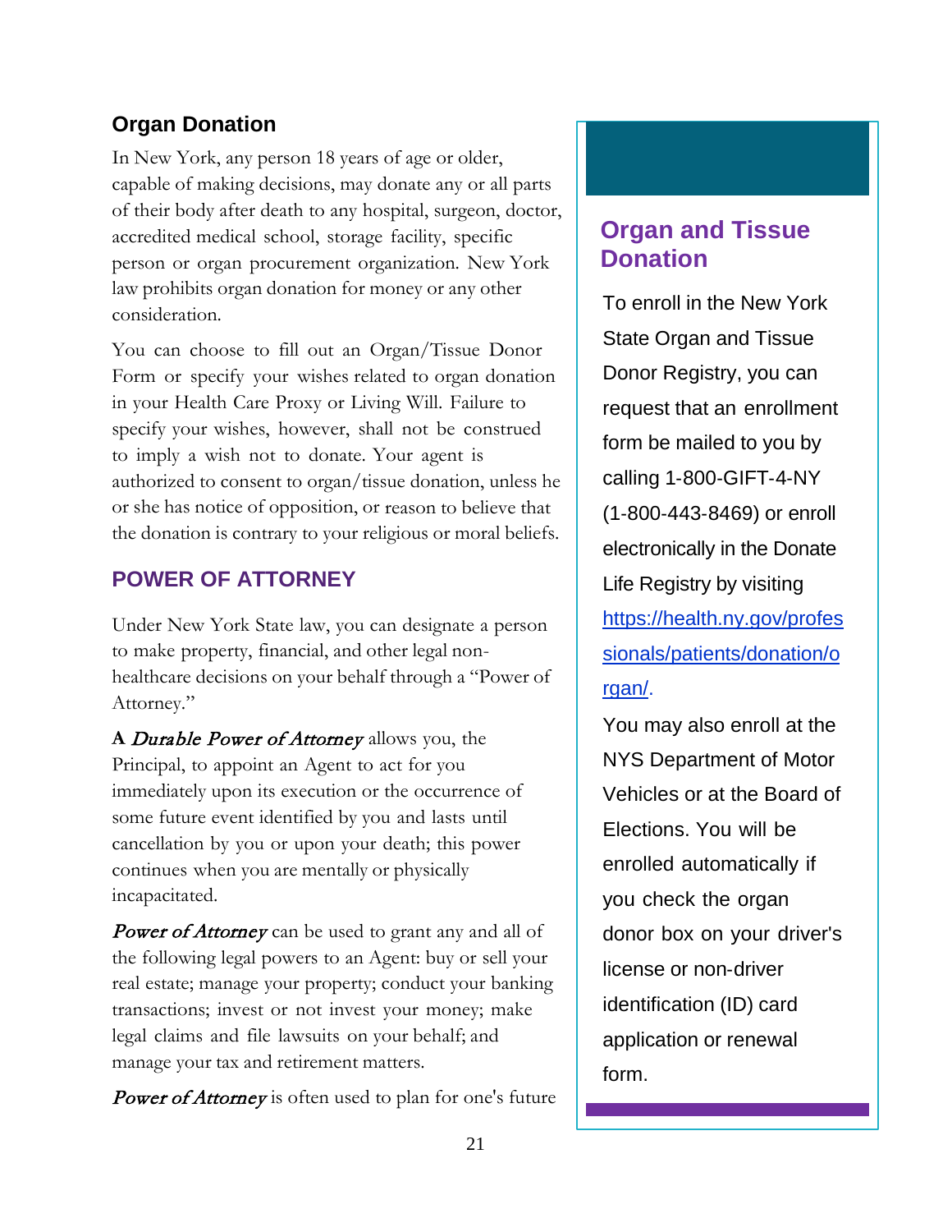## Organ Donation

In New York, any person 18 years of age or older, capable of making decisions, may donate any or all parts of their body after death to any hospital, surgeon, doctor, accredited medical school, storage facility, specific person or organ procurement organization. New York law prohibits organ donation for money or any other consideration.

You can choose to fill out an Organ/Tissue Donor Form or specify your wishes related to organ donation in your Health Care Proxy or Living Will. Failure to specify your wishes, however, shall not be construed to imply a wish not to donate. Your agent is authorized to consent to organ/tissue donation, unless he or she has notice of opposition, or reason to believe that the donation is contrary to your religious or moral beliefs.

## POWER OF ATTORNEY

Under New York State law, you can designate a person to make property, financial, and other legal non-healthcare decisions on your behalf through a "Power of Attorney."

A ***Durable Power of Attorney*** allows you, the Principal, to appoint an Agent to act for you immediately upon its execution or the occurrence of some future event identified by you and lasts until cancellation by you or upon your death; this power continues when you are mentally or physically incapacitated.

***Power of Attorney*** can be used to grant any and all of the following legal powers to an Agent: buy or sell your real estate; manage your property; conduct your banking transactions; invest or not invest your money; make legal claims and file lawsuits on your behalf; and manage your tax and retirement matters.

***Power of Attorney*** is often used to plan for one's future

### Organ and Tissue Donation

To enroll in the New York State Organ and Tissue Donor Registry, you can request that an enrollment form be mailed to you by calling 1-800-GIFT-4-NY (1-800-443-8469) or enroll electronically in the Donate Life Registry by visiting https://health.ny.gov/professionals/patients/donation/organ/.

You may also enroll at the NYS Department of Motor Vehicles or at the Board of Elections. You will be enrolled automatically if you check the organ donor box on your driver's license or non-driver identification (ID) card application or renewal form.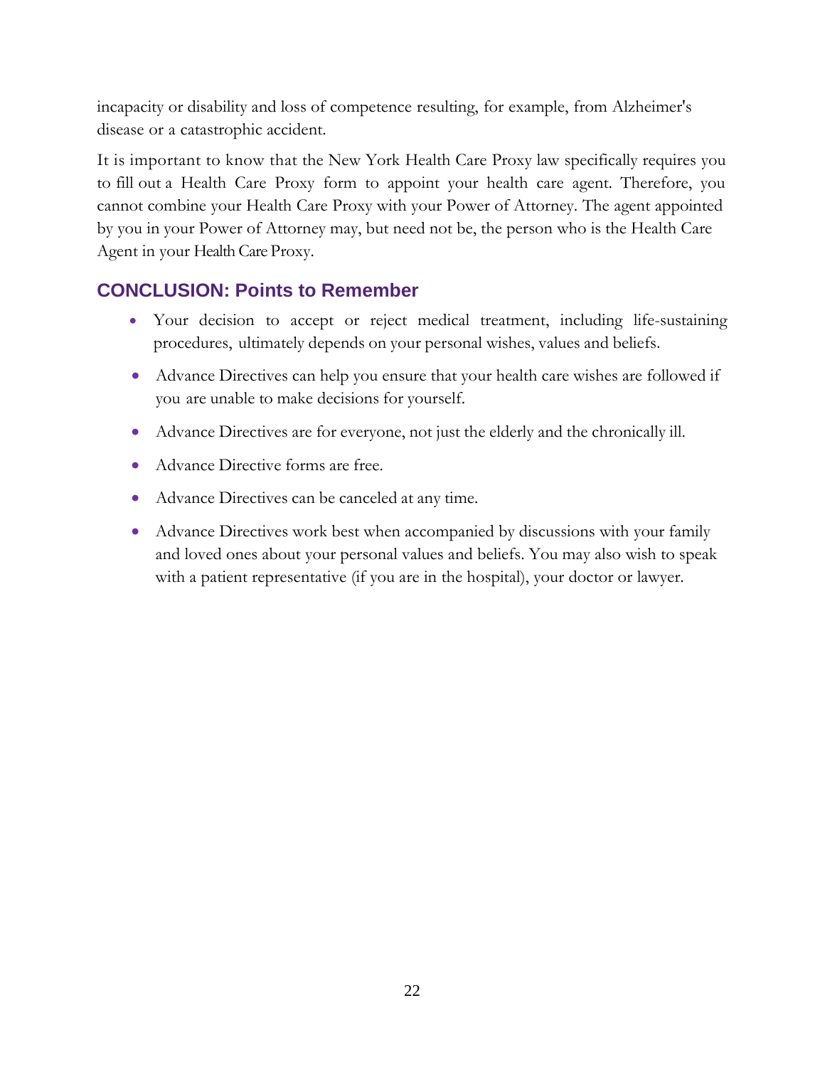incapacity or disability and loss of competence resulting, for example, from Alzheimer's disease or a catastrophic accident.

It is important to know that the New York Health Care Proxy law specifically requires you to fill out a Health Care Proxy form to appoint your health care agent. Therefore, you cannot combine your Health Care Proxy with your Power of Attorney. The agent appointed by you in your Power of Attorney may, but need not be, the person who is the Health Care Agent in your Health Care Proxy.

## CONCLUSION: Points to Remember

- Your decision to accept or reject medical treatment, including life-sustaining procedures, ultimately depends on your personal wishes, values and beliefs.
- Advance Directives can help you ensure that your health care wishes are followed if you are unable to make decisions for yourself.
- Advance Directives are for everyone, not just the elderly and the chronically ill.
- Advance Directive forms are free.
- Advance Directives can be canceled at any time.
- Advance Directives work best when accompanied by discussions with your family and loved ones about your personal values and beliefs. You may also wish to speak with a patient representative (if you are in the hospital), your doctor or lawyer.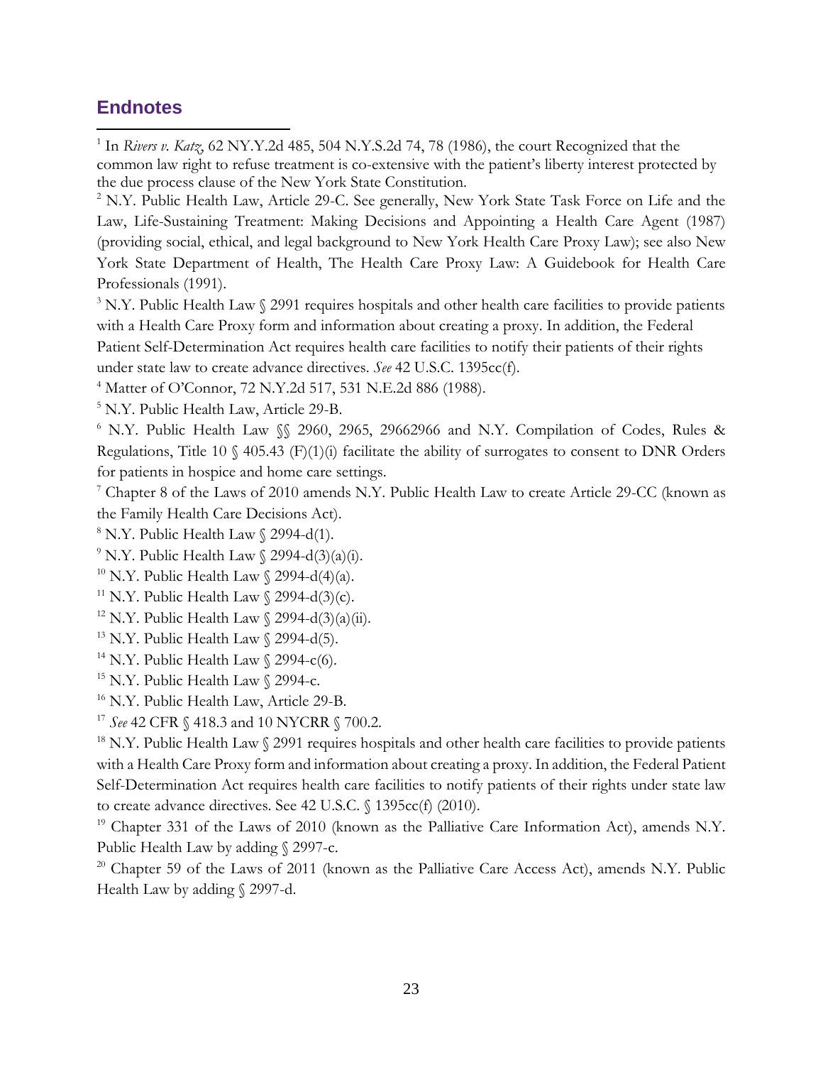## Endnotes

[1] In *Rivers v. Katz*, 62 NY.Y.2d 485, 504 N.Y.S.2d 74, 78 (1986), the court Recognized that the common law right to refuse treatment is co-extensive with the patient's liberty interest protected by the due process clause of the New York State Constitution.

[2] N.Y. Public Health Law, Article 29-C. See generally, New York State Task Force on Life and the Law, Life-Sustaining Treatment: Making Decisions and Appointing a Health Care Agent (1987) (providing social, ethical, and legal background to New York Health Care Proxy Law); see also New York State Department of Health, The Health Care Proxy Law: A Guidebook for Health Care Professionals (1991).

[3] N.Y. Public Health Law § 2991 requires hospitals and other health care facilities to provide patients with a Health Care Proxy form and information about creating a proxy. In addition, the Federal Patient Self-Determination Act requires health care facilities to notify their patients of their rights under state law to create advance directives. *See* 42 U.S.C. 1395cc(f).

[4] Matter of O'Connor, 72 N.Y.2d 517, 531 N.E.2d 886 (1988).

[5] N.Y. Public Health Law, Article 29-B.

[6] N.Y. Public Health Law §§ 2960, 2965, 29662966 and N.Y. Compilation of Codes, Rules & Regulations, Title 10 § 405.43 (F)(1)(i) facilitate the ability of surrogates to consent to DNR Orders for patients in hospice and home care settings.

[7] Chapter 8 of the Laws of 2010 amends N.Y. Public Health Law to create Article 29-CC (known as the Family Health Care Decisions Act).

[8] N.Y. Public Health Law § 2994-d(1).

[9] N.Y. Public Health Law § 2994-d(3)(a)(i).

[10] N.Y. Public Health Law § 2994-d(4)(a).

[11] N.Y. Public Health Law § 2994-d(3)(c).

[12] N.Y. Public Health Law § 2994-d(3)(a)(ii).

[13] N.Y. Public Health Law § 2994-d(5).

[14] N.Y. Public Health Law § 2994-c(6).

[15] N.Y. Public Health Law § 2994-c.

[16] N.Y. Public Health Law, Article 29-B.

[17] *See* 42 CFR § 418.3 and 10 NYCRR § 700.2.

[18] N.Y. Public Health Law § 2991 requires hospitals and other health care facilities to provide patients with a Health Care Proxy form and information about creating a proxy. In addition, the Federal Patient Self-Determination Act requires health care facilities to notify patients of their rights under state law to create advance directives. See 42 U.S.C. § 1395cc(f) (2010).

[19] Chapter 331 of the Laws of 2010 (known as the Palliative Care Information Act), amends N.Y. Public Health Law by adding § 2997-c.

[20] Chapter 59 of the Laws of 2011 (known as the Palliative Care Access Act), amends N.Y. Public Health Law by adding § 2997-d.